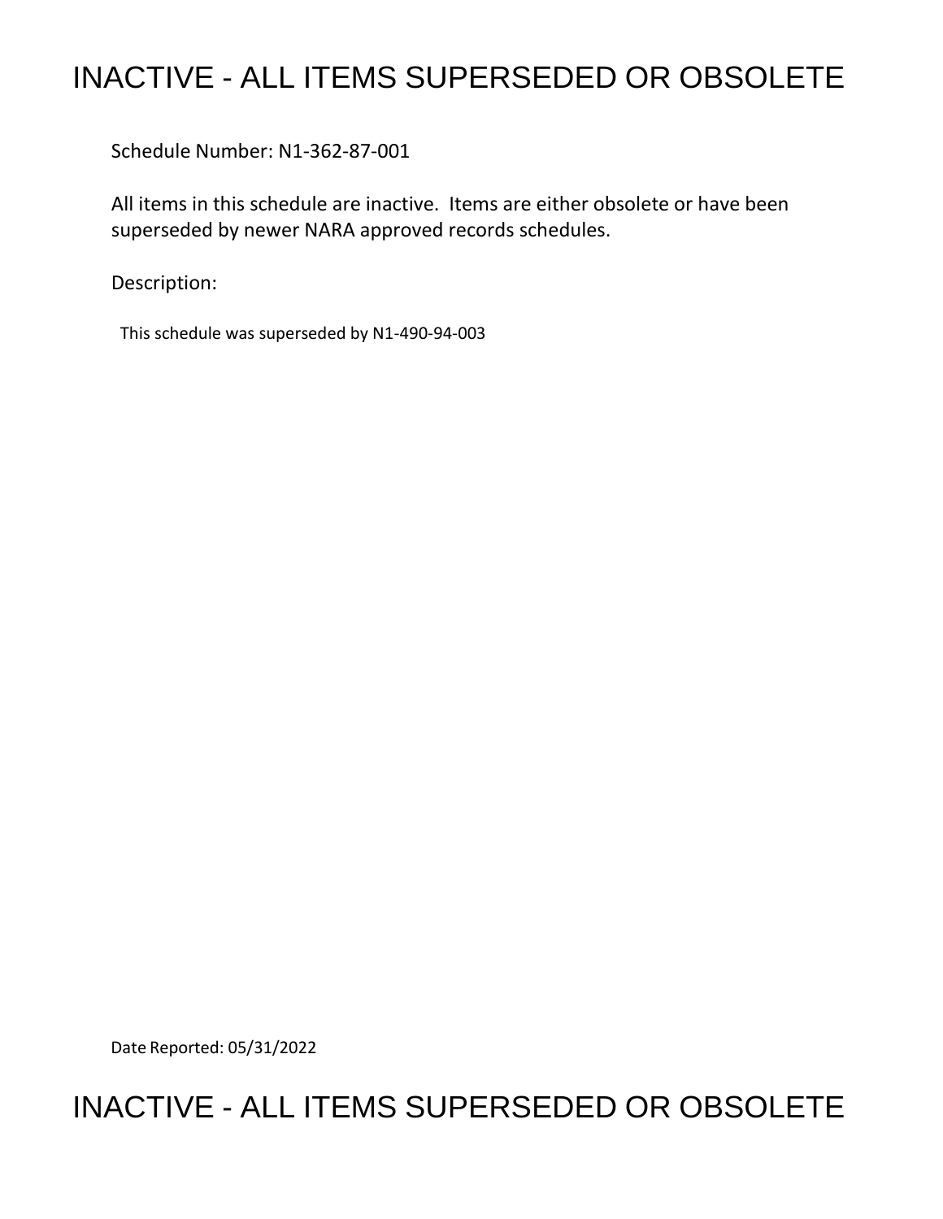# INACTIVE - ALL ITEMS SUPERSEDED OR OBSOLETE

Schedule Number: N1-362-87-001

All items in this schedule are inactive. Items are either obsolete or have been superseded by newer NARA approved records schedules.

Description:

This schedule was superseded by N1-490-94-003

Date Reported: 05/31/2022

# INACTIVE - ALL ITEMS SUPERSEDED OR OBSOLETE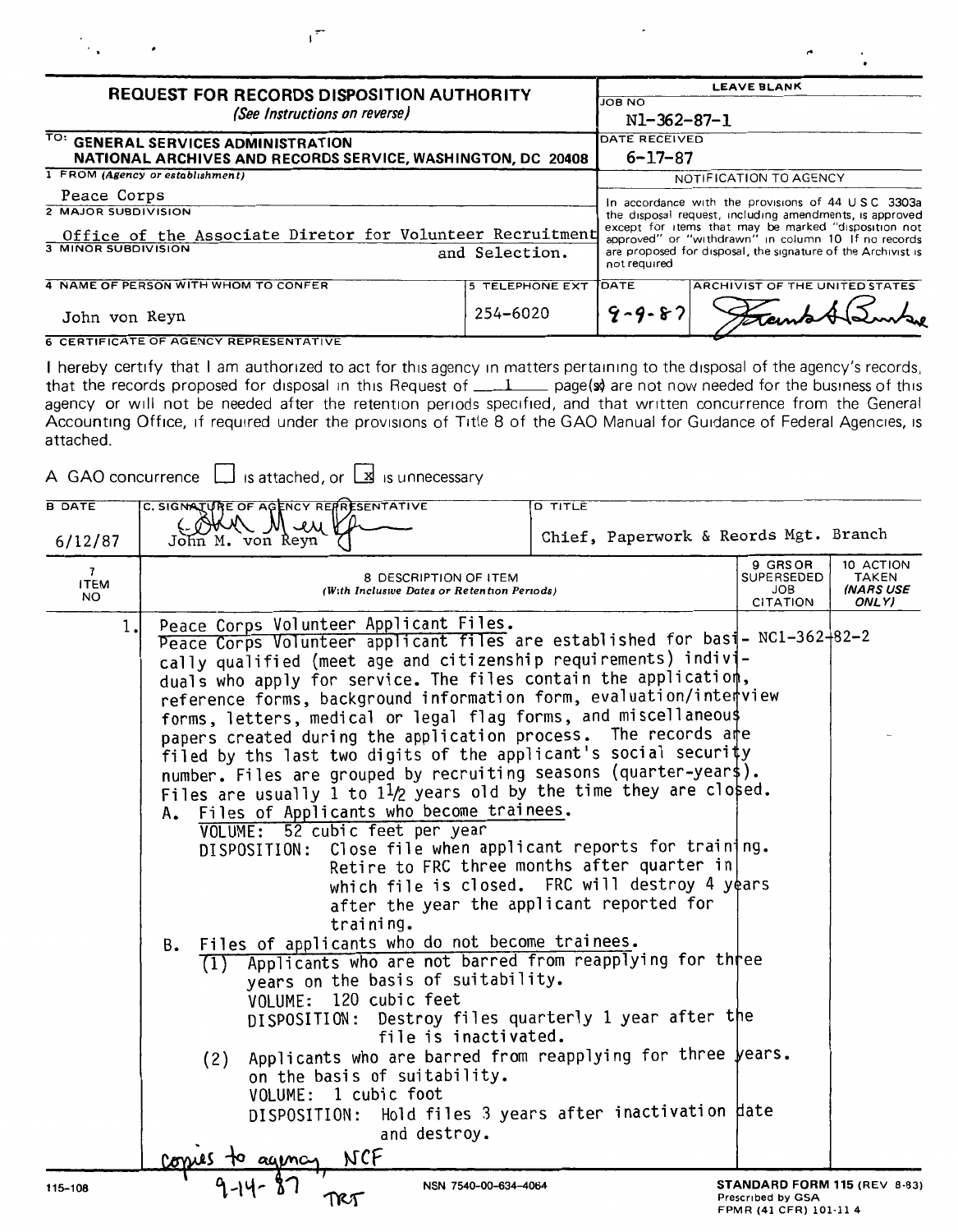**REQUEST FOR RECORDS DISPOSITION AUTHORITY**
*(See Instructions on reverse)*

| LEAVE BLANK | |
|---|---|
| JOB NO | N1-362-87-1 |
| DATE RECEIVED | 6-17-87 |

TO: **GENERAL SERVICES ADMINISTRATION NATIONAL ARCHIVES AND RECORDS SERVICE, WASHINGTON, DC 20408**

1 FROM *(Agency or establishment)*
Peace Corps

2 MAJOR SUBDIVISION
Office of the Associate Diretor for Volunteer Recruitment

3 MINOR SUBDIVISION
and Selection.

4 NAME OF PERSON WITH WHOM TO CONFER
John von Reyn

5 TELEPHONE EXT
254-6020

NOTIFICATION TO AGENCY

In accordance with the provisions of 44 U S C 3303a the disposal request, including amendments, is approved except for items that may be marked "disposition not approved" or "withdrawn" in column 10 If no records are proposed for disposal, the signature of the Archivist is not required

| DATE | ARCHIVIST OF THE UNITED STATES |
|---|---|
| 9-9-87 | [signature] |

6 CERTIFICATE OF AGENCY REPRESENTATIVE

I hereby certify that I am authorized to act for this agency in matters pertaining to the disposal of the agency's records, that the records proposed for disposal in this Request of 1 page(s) are not now needed for the business of this agency or will not be needed after the retention periods specified, and that written concurrence from the General Accounting Office, if required under the provisions of Title 8 of the GAO Manual for Guidance of Federal Agencies, is attached.

A GAO concurrence ☐ is attached, or ☒ is unnecessary

| B DATE | C. SIGNATURE OF AGENCY REPRESENTATIVE | D TITLE |
|---|---|---|
| 6/12/87 | [signature] John M. von Reyn | Chief, Paperwork & Reords Mgt. Branch |

| 7 ITEM NO | 8 DESCRIPTION OF ITEM *(With Inclusive Dates or Retention Periods)* | 9 GRS OR SUPERSEDED JOB CITATION | 10 ACTION TAKEN *(NARS USE ONLY)* |
|---|---|---|---|
| 1. | Peace Corps Volunteer Applicant Files.<br>Peace Corps Volunteer applicant files are established for basically qualified (meet age and citizenship requirements) individuals who apply for service. The files contain the application, reference forms, background information form, evaluation/interview forms, letters, medical or legal flag forms, and miscellaneous papers created during the application process. The records are filed by ths last two digits of the applicant's social security number. Files are grouped by recruiting seasons (quarter-years). Files are usually 1 to 1½ years old by the time they are closed.<br>A. Files of Applicants who become trainees.<br>VOLUME: 52 cubic feet per year<br>DISPOSITION: Close file when applicant reports for training. Retire to FRC three months after quarter in which file is closed. FRC will destroy 4 years after the year the applicant reported for training.<br>B. Files of applicants who do not become trainees.<br>(1) Applicants who are not barred from reapplying for three years on the basis of suitability.<br>VOLUME: 120 cubic feet<br>DISPOSITION: Destroy files quarterly 1 year after the file is inactivated.<br>(2) Applicants who are barred from reapplying for three years. on the basis of suitability.<br>VOLUME: 1 cubic foot<br>DISPOSITION: Hold files 3 years after inactivation date and destroy. | NC1-362-82-2 | - |

copies to agency NCF
9-14-87 TRT

115-108 NSN 7540-00-634-4064 **STANDARD FORM 115** (REV 8-83) Prescribed by GSA FPMR (41 CFR) 101-11 4